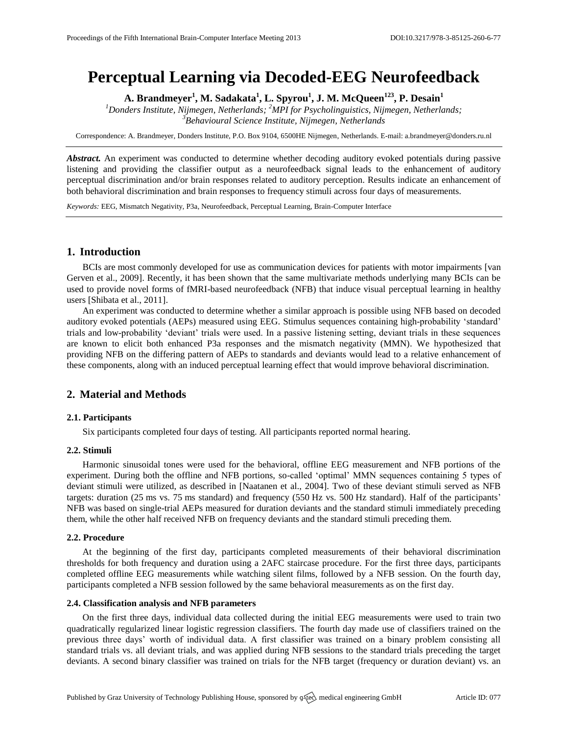# Perceptual Learning via Decoded-EEG Neurofeedback

**A. Brandmeyer[1], M. Sadakata[1], L. Spyrou[1], J. M. McQueen[123], P. Desain[1]**

*[1]Donders Institute, Nijmegen, Netherlands; [2]MPI for Psycholinguistics, Nijmegen, Netherlands; [3]Behavioural Science Institute, Nijmegen, Netherlands*

Correspondence: A. Brandmeyer, Donders Institute, P.O. Box 9104, 6500HE Nijmegen, Netherlands. E-mail: a.brandmeyer@donders.ru.nl

***Abstract.*** An experiment was conducted to determine whether decoding auditory evoked potentials during passive listening and providing the classifier output as a neurofeedback signal leads to the enhancement of auditory perceptual discrimination and/or brain responses related to auditory perception. Results indicate an enhancement of both behavioral discrimination and brain responses to frequency stimuli across four days of measurements.

*Keywords:* EEG, Mismatch Negativity, P3a, Neurofeedback, Perceptual Learning, Brain-Computer Interface

## 1. Introduction

BCIs are most commonly developed for use as communication devices for patients with motor impairments [van Gerven et al., 2009]. Recently, it has been shown that the same multivariate methods underlying many BCIs can be used to provide novel forms of fMRI-based neurofeedback (NFB) that induce visual perceptual learning in healthy users [Shibata et al., 2011].

An experiment was conducted to determine whether a similar approach is possible using NFB based on decoded auditory evoked potentials (AEPs) measured using EEG. Stimulus sequences containing high-probability 'standard' trials and low-probability 'deviant' trials were used. In a passive listening setting, deviant trials in these sequences are known to elicit both enhanced P3a responses and the mismatch negativity (MMN). We hypothesized that providing NFB on the differing pattern of AEPs to standards and deviants would lead to a relative enhancement of these components, along with an induced perceptual learning effect that would improve behavioral discrimination.

## 2. Material and Methods

### 2.1. Participants

Six participants completed four days of testing. All participants reported normal hearing.

### 2.2. Stimuli

Harmonic sinusoidal tones were used for the behavioral, offline EEG measurement and NFB portions of the experiment. During both the offline and NFB portions, so-called 'optimal' MMN sequences containing 5 types of deviant stimuli were utilized, as described in [Naatanen et al., 2004]. Two of these deviant stimuli served as NFB targets: duration (25 ms vs. 75 ms standard) and frequency (550 Hz vs. 500 Hz standard). Half of the participants' NFB was based on single-trial AEPs measured for duration deviants and the standard stimuli immediately preceding them, while the other half received NFB on frequency deviants and the standard stimuli preceding them.

### 2.2. Procedure

At the beginning of the first day, participants completed measurements of their behavioral discrimination thresholds for both frequency and duration using a 2AFC staircase procedure. For the first three days, participants completed offline EEG measurements while watching silent films, followed by a NFB session. On the fourth day, participants completed a NFB session followed by the same behavioral measurements as on the first day.

### 2.4. Classification analysis and NFB parameters

On the first three days, individual data collected during the initial EEG measurements were used to train two quadratically regularized linear logistic regression classifiers. The fourth day made use of classifiers trained on the previous three days' worth of individual data. A first classifier was trained on a binary problem consisting all standard trials vs. all deviant trials, and was applied during NFB sessions to the standard trials preceding the target deviants. A second binary classifier was trained on trials for the NFB target (frequency or duration deviant) vs. an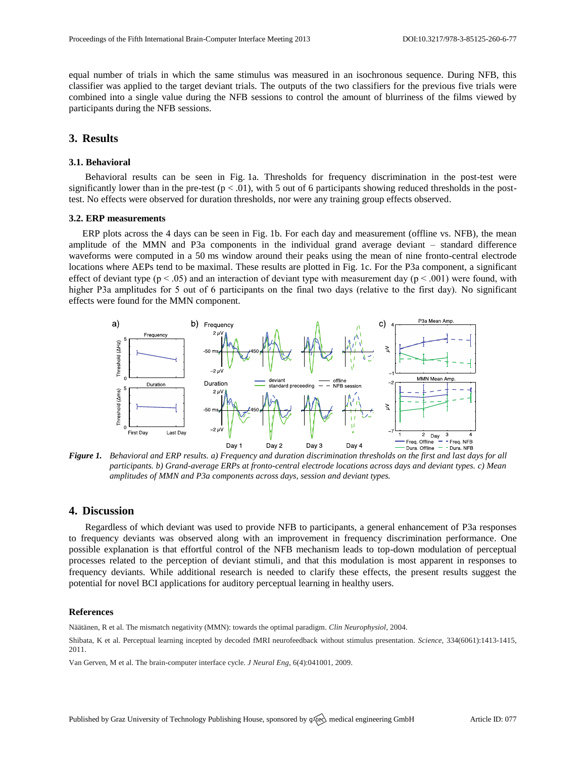equal number of trials in which the same stimulus was measured in an isochronous sequence. During NFB, this classifier was applied to the target deviant trials. The outputs of the two classifiers for the previous five trials were combined into a single value during the NFB sessions to control the amount of blurriness of the films viewed by participants during the NFB sessions.

## 3. Results

### 3.1. Behavioral

Behavioral results can be seen in Fig. 1a. Thresholds for frequency discrimination in the post-test were significantly lower than in the pre-test ($p < .01$), with 5 out of 6 participants showing reduced thresholds in the post-test. No effects were observed for duration thresholds, nor were any training group effects observed.

### 3.2. ERP measurements

ERP plots across the 4 days can be seen in Fig. 1b. For each day and measurement (offline vs. NFB), the mean amplitude of the MMN and P3a components in the individual grand average deviant – standard difference waveforms were computed in a 50 ms window around their peaks using the mean of nine fronto-central electrode locations where AEPs tend to be maximal. These results are plotted in Fig. 1c. For the P3a component, a significant effect of deviant type ($p < .05$) and an interaction of deviant type with measurement day ($p < .001$) were found, with higher P3a amplitudes for 5 out of 6 participants on the final two days (relative to the first day). No significant effects were found for the MMN component.

a)
Frequency
Threshold (ΔHz)
5
0
Duration
Threshold (Δms)
5
0
First Day
Last Day

b)
Frequency
2 μV
-50 ms
450
−2 μV
deviant
standard preceeding
offline
NFB session
Duration
2 μV
-50 ms
450
−2 μV
Day 1
Day 2
Day 3
Day 4

c)
P3a Mean Amp.
4
μV
−1
MMN Mean Amp.
−2
μV
−7
1
2
Day
3
4
Freq. Offline
Freq. NFB
Dura. Offline
Dura. NFB

***Figure 1.*** *Behavioral and ERP results. a) Frequency and duration discrimination thresholds on the first and last days for all participants. b) Grand-average ERPs at fronto-central electrode locations across days and deviant types. c) Mean amplitudes of MMN and P3a components across days, session and deviant types.*

## 4. Discussion

Regardless of which deviant was used to provide NFB to participants, a general enhancement of P3a responses to frequency deviants was observed along with an improvement in frequency discrimination performance. One possible explanation is that effortful control of the NFB mechanism leads to top-down modulation of perceptual processes related to the perception of deviant stimuli, and that this modulation is most apparent in responses to frequency deviants. While additional research is needed to clarify these effects, the present results suggest the potential for novel BCI applications for auditory perceptual learning in healthy users.

### References

Näätänen, R et al. The mismatch negativity (MMN): towards the optimal paradigm. *Clin Neurophysiol*, 2004.

Shibata, K et al. Perceptual learning incepted by decoded fMRI neurofeedback without stimulus presentation. *Science*, 334(6061):1413-1415, 2011.

Van Gerven, M et al. The brain-computer interface cycle. *J Neural Eng*, 6(4):041001, 2009.